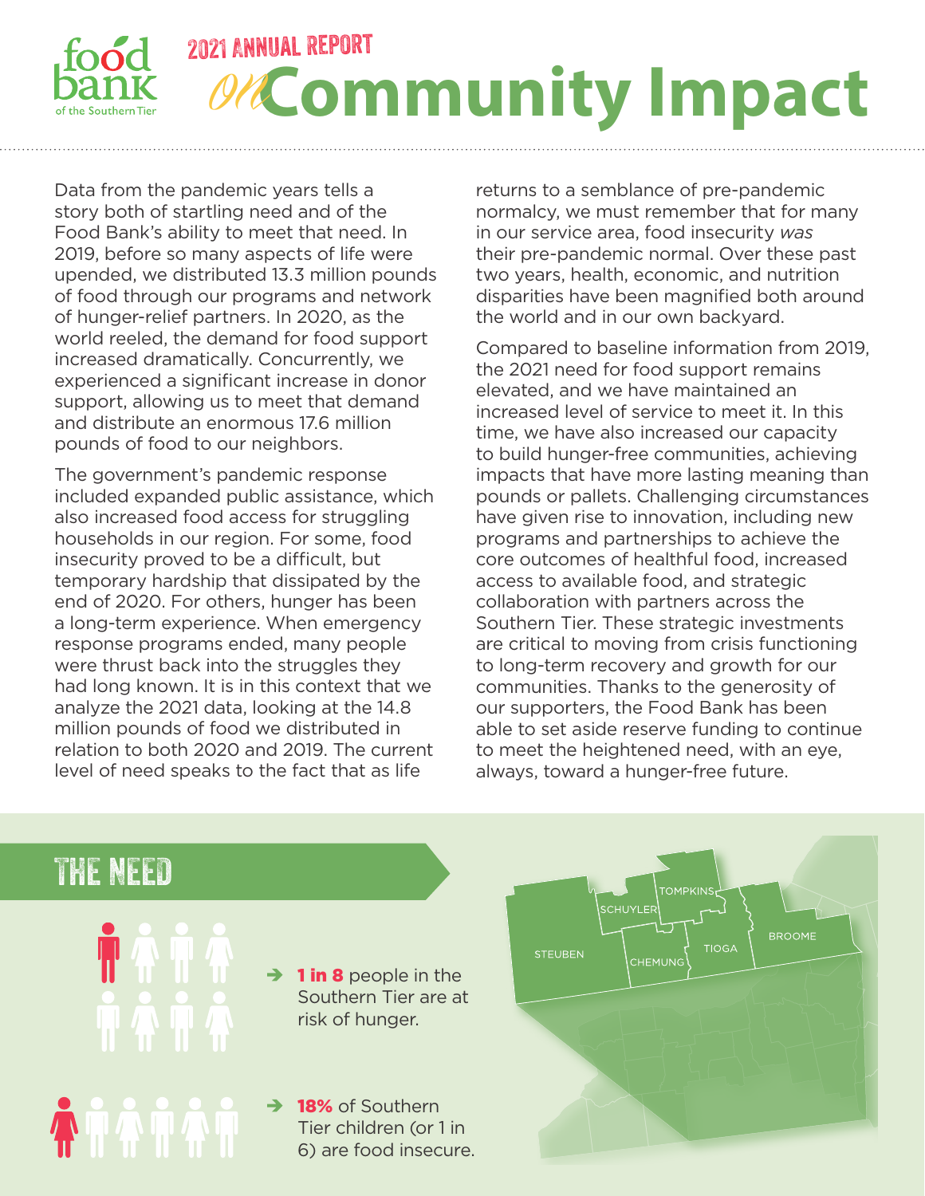food bank of the Southern Tier

# 2021 ANNUAL REPORT *on* Community Impact

Data from the pandemic years tells a story both of startling need and of the Food Bank's ability to meet that need. In 2019, before so many aspects of life were upended, we distributed 13.3 million pounds of food through our programs and network of hunger-relief partners. In 2020, as the world reeled, the demand for food support increased dramatically. Concurrently, we experienced a significant increase in donor support, allowing us to meet that demand and distribute an enormous 17.6 million pounds of food to our neighbors.

The government's pandemic response included expanded public assistance, which also increased food access for struggling households in our region. For some, food insecurity proved to be a difficult, but temporary hardship that dissipated by the end of 2020. For others, hunger has been a long-term experience. When emergency response programs ended, many people were thrust back into the struggles they had long known. It is in this context that we analyze the 2021 data, looking at the 14.8 million pounds of food we distributed in relation to both 2020 and 2019. The current level of need speaks to the fact that as life returns to a semblance of pre-pandemic normalcy, we must remember that for many in our service area, food insecurity *was* their pre-pandemic normal. Over these past two years, health, economic, and nutrition disparities have been magnified both around the world and in our own backyard.

Compared to baseline information from 2019, the 2021 need for food support remains elevated, and we have maintained an increased level of service to meet it. In this time, we have also increased our capacity to build hunger-free communities, achieving impacts that have more lasting meaning than pounds or pallets. Challenging circumstances have given rise to innovation, including new programs and partnerships to achieve the core outcomes of healthful food, increased access to available food, and strategic collaboration with partners across the Southern Tier. These strategic investments are critical to moving from crisis functioning to long-term recovery and growth for our communities. Thanks to the generosity of our supporters, the Food Bank has been able to set aside reserve funding to continue to meet the heightened need, with an eye, always, toward a hunger-free future.

## THE NEED

- **1 in 8** people in the Southern Tier are at risk of hunger.
- **18%** of Southern Tier children (or 1 in 6) are food insecure.

STEUBEN, SCHUYLER, TOMPKINS, CHEMUNG, TIOGA, BROOME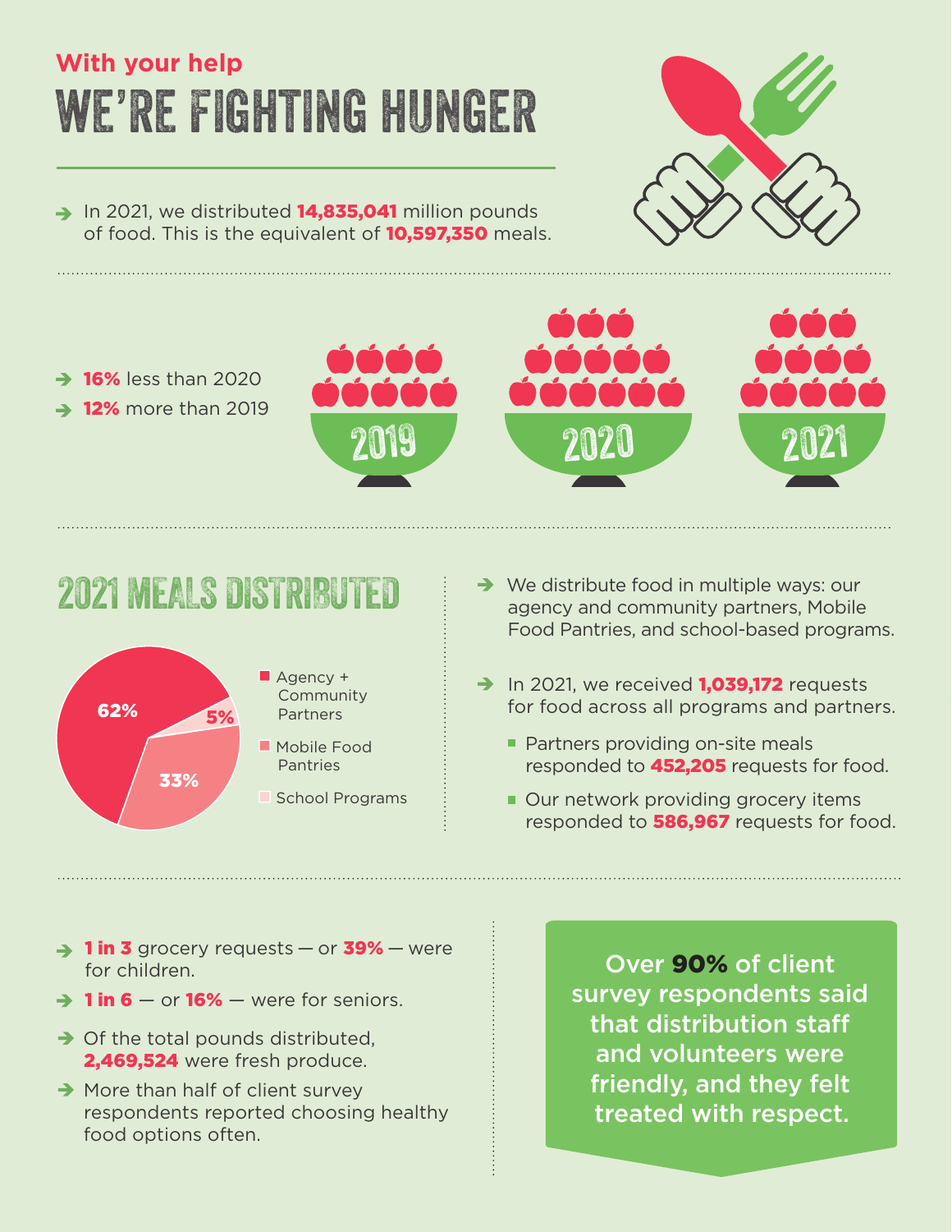With your help

# WE'RE FIGHTING HUNGER

- In 2021, we distributed **14,835,041** million pounds of food. This is the equivalent of **10,597,350** meals.

- **16%** less than 2020
- **12%** more than 2019

2019 2020 2021

## 2021 MEALS DISTRIBUTED

- 62% Agency + Community Partners
- 33% Mobile Food Pantries
- 5% School Programs

- We distribute food in multiple ways: our agency and community partners, Mobile Food Pantries, and school-based programs.
- In 2021, we received **1,039,172** requests for food across all programs and partners.
  - Partners providing on-site meals responded to **452,205** requests for food.
  - Our network providing grocery items responded to **586,967** requests for food.

- **1 in 3** grocery requests — or **39%** — were for children.
- **1 in 6** — or **16%** — were for seniors.
- Of the total pounds distributed, **2,469,524** were fresh produce.
- More than half of client survey respondents reported choosing healthy food options often.

**Over 90% of client survey respondents said that distribution staff and volunteers were friendly, and they felt treated with respect.**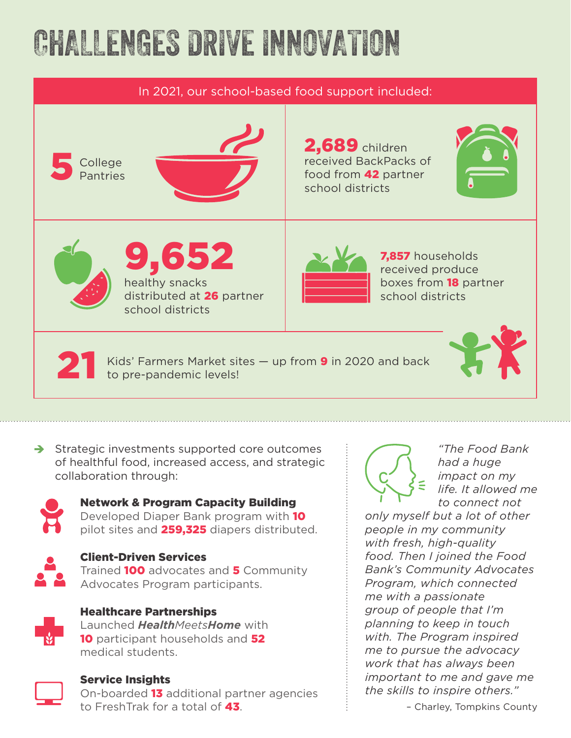# CHALLENGES DRIVE INNOVATION

In 2021, our school-based food support included:

**5** College Pantries

**2,689** children received BackPacks of food from **42** partner school districts

**9,652** healthy snacks distributed at **26** partner school districts

**7,857** households received produce boxes from **18** partner school districts

**21** Kids' Farmers Market sites — up from **9** in 2020 and back to pre-pandemic levels!

➔ Strategic investments supported core outcomes of healthful food, increased access, and strategic collaboration through:

**Network & Program Capacity Building**
Developed Diaper Bank program with **10** pilot sites and **259,325** diapers distributed.

**Client-Driven Services**
Trained **100** advocates and **5** Community Advocates Program participants.

**Healthcare Partnerships**
Launched ***Health*** *Meets* ***Home*** with **10** participant households and **52** medical students.

**Service Insights**
On-boarded **13** additional partner agencies to FreshTrak for a total of **43**.

*"The Food Bank had a huge impact on my life. It allowed me to connect not only myself but a lot of other people in my community with fresh, high-quality food. Then I joined the Food Bank's Community Advocates Program, which connected me with a passionate group of people that I'm planning to keep in touch with. The Program inspired me to pursue the advocacy work that has always been important to me and gave me the skills to inspire others."*

– Charley, Tompkins County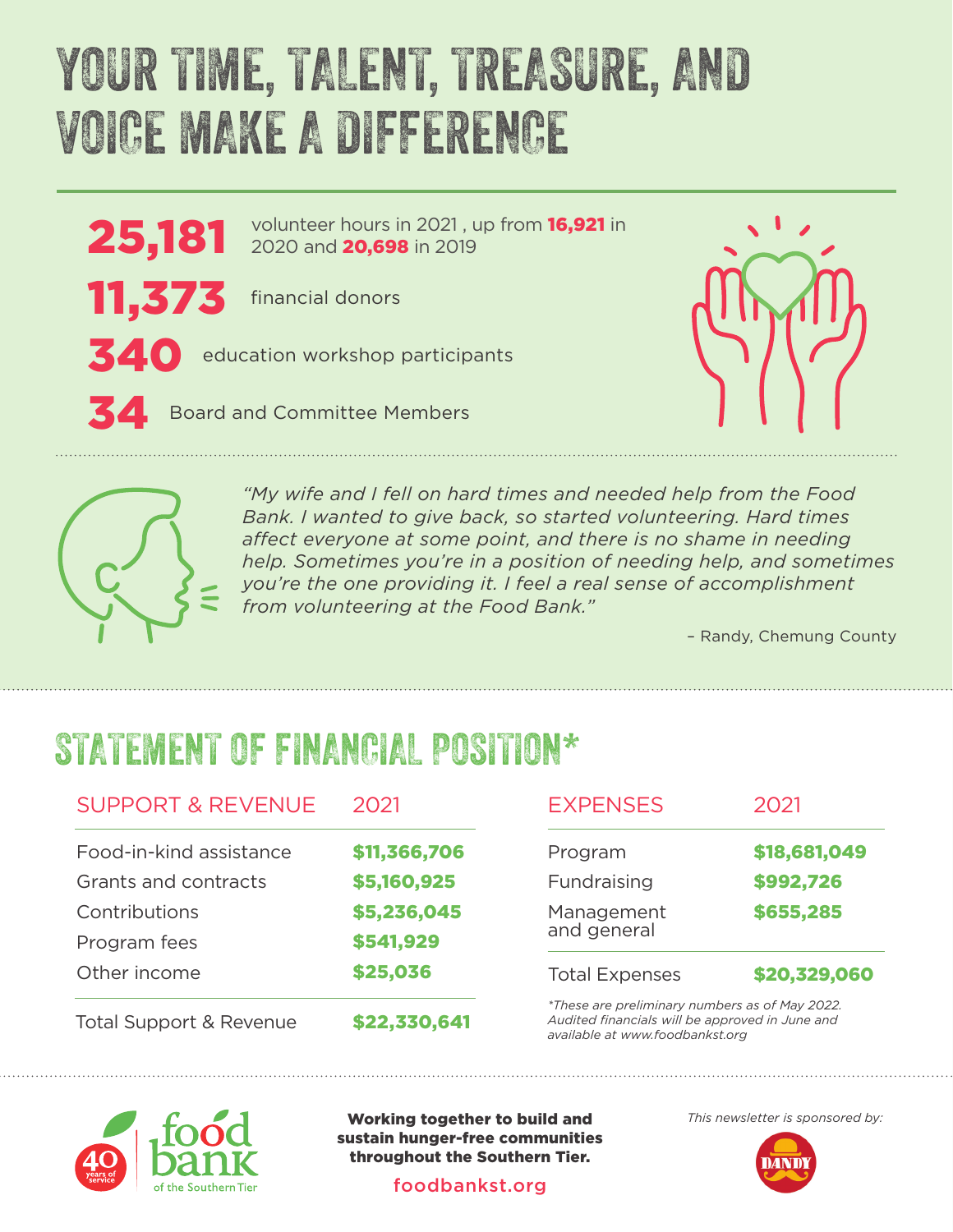# YOUR TIME, TALENT, TREASURE, AND VOICE MAKE A DIFFERENCE

**25,181** volunteer hours in 2021 , up from **16,921** in 2020 and **20,698** in 2019

**11,373** financial donors

**340** education workshop participants

**34** Board and Committee Members

*"My wife and I fell on hard times and needed help from the Food Bank. I wanted to give back, so started volunteering. Hard times affect everyone at some point, and there is no shame in needing help. Sometimes you're in a position of needing help, and sometimes you're the one providing it. I feel a real sense of accomplishment from volunteering at the Food Bank."*

– Randy, Chemung County

## STATEMENT OF FINANCIAL POSITION*

| SUPPORT & REVENUE | 2021 |
|---|---|
| Food-in-kind assistance | **$11,366,706** |
| Grants and contracts | **$5,160,925** |
| Contributions | **$5,236,045** |
| Program fees | **$541,929** |
| Other income | **$25,036** |
| Total Support & Revenue | **$22,330,641** |

| EXPENSES | 2021 |
|---|---|
| Program | **$18,681,049** |
| Fundraising | **$992,726** |
| Management and general | **$655,285** |
| Total Expenses | **$20,329,060** |

*\*These are preliminary numbers as of May 2022. Audited financials will be approved in June and available at www.foodbankst.org*

food bank of the Southern Tier — 40 years of service

**Working together to build and sustain hunger-free communities throughout the Southern Tier.**

foodbankst.org

*This newsletter is sponsored by:*

DANDY